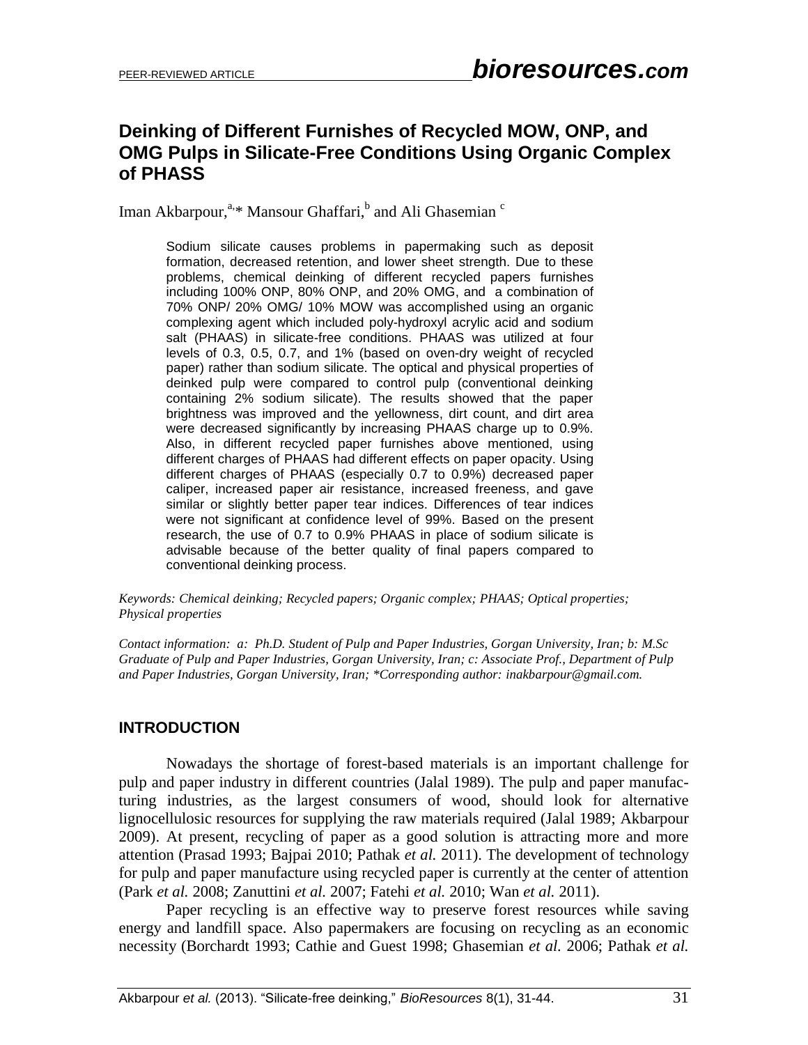# Deinking of Different Furnishes of Recycled MOW, ONP, and OMG Pulps in Silicate-Free Conditions Using Organic Complex of PHASS

Iman Akbarpour,[a,*] Mansour Ghaffari,[b] and Ali Ghasemian [c]

Sodium silicate causes problems in papermaking such as deposit formation, decreased retention, and lower sheet strength. Due to these problems, chemical deinking of different recycled papers furnishes including 100% ONP, 80% ONP, and 20% OMG, and a combination of 70% ONP/ 20% OMG/ 10% MOW was accomplished using an organic complexing agent which included poly-hydroxyl acrylic acid and sodium salt (PHAAS) in silicate-free conditions. PHAAS was utilized at four levels of 0.3, 0.5, 0.7, and 1% (based on oven-dry weight of recycled paper) rather than sodium silicate. The optical and physical properties of deinked pulp were compared to control pulp (conventional deinking containing 2% sodium silicate). The results showed that the paper brightness was improved and the yellowness, dirt count, and dirt area were decreased significantly by increasing PHAAS charge up to 0.9%. Also, in different recycled paper furnishes above mentioned, using different charges of PHAAS had different effects on paper opacity. Using different charges of PHAAS (especially 0.7 to 0.9%) decreased paper caliper, increased paper air resistance, increased freeness, and gave similar or slightly better paper tear indices. Differences of tear indices were not significant at confidence level of 99%. Based on the present research, the use of 0.7 to 0.9% PHAAS in place of sodium silicate is advisable because of the better quality of final papers compared to conventional deinking process.

*Keywords: Chemical deinking; Recycled papers; Organic complex; PHAAS; Optical properties; Physical properties*

*Contact information: a: Ph.D. Student of Pulp and Paper Industries, Gorgan University, Iran; b: M.Sc Graduate of Pulp and Paper Industries, Gorgan University, Iran; c: Associate Prof., Department of Pulp and Paper Industries, Gorgan University, Iran; *Corresponding author: inakbarpour@gmail.com.*

## INTRODUCTION

Nowadays the shortage of forest-based materials is an important challenge for pulp and paper industry in different countries (Jalal 1989). The pulp and paper manufacturing industries, as the largest consumers of wood, should look for alternative lignocellulosic resources for supplying the raw materials required (Jalal 1989; Akbarpour 2009). At present, recycling of paper as a good solution is attracting more and more attention (Prasad 1993; Bajpai 2010; Pathak *et al.* 2011). The development of technology for pulp and paper manufacture using recycled paper is currently at the center of attention (Park *et al.* 2008; Zanuttini *et al.* 2007; Fatehi *et al.* 2010; Wan *et al.* 2011).

Paper recycling is an effective way to preserve forest resources while saving energy and landfill space. Also papermakers are focusing on recycling as an economic necessity (Borchardt 1993; Cathie and Guest 1998; Ghasemian *et al.* 2006; Pathak *et al.*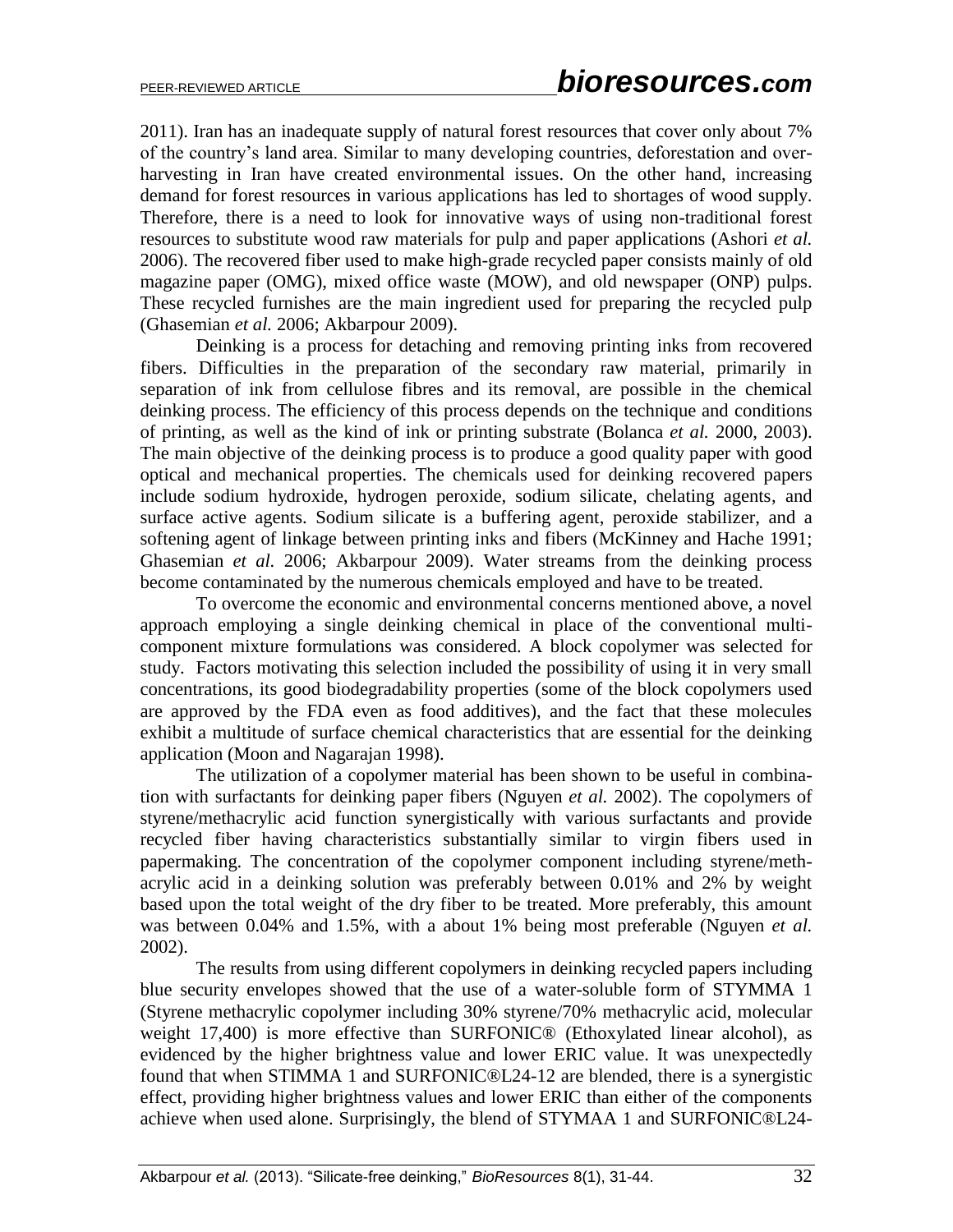2011). Iran has an inadequate supply of natural forest resources that cover only about 7% of the country's land area. Similar to many developing countries, deforestation and over-harvesting in Iran have created environmental issues. On the other hand, increasing demand for forest resources in various applications has led to shortages of wood supply. Therefore, there is a need to look for innovative ways of using non-traditional forest resources to substitute wood raw materials for pulp and paper applications (Ashori *et al.* 2006). The recovered fiber used to make high-grade recycled paper consists mainly of old magazine paper (OMG), mixed office waste (MOW), and old newspaper (ONP) pulps. These recycled furnishes are the main ingredient used for preparing the recycled pulp (Ghasemian *et al.* 2006; Akbarpour 2009).

Deinking is a process for detaching and removing printing inks from recovered fibers. Difficulties in the preparation of the secondary raw material, primarily in separation of ink from cellulose fibres and its removal, are possible in the chemical deinking process. The efficiency of this process depends on the technique and conditions of printing, as well as the kind of ink or printing substrate (Bolanca *et al.* 2000, 2003). The main objective of the deinking process is to produce a good quality paper with good optical and mechanical properties. The chemicals used for deinking recovered papers include sodium hydroxide, hydrogen peroxide, sodium silicate, chelating agents, and surface active agents. Sodium silicate is a buffering agent, peroxide stabilizer, and a softening agent of linkage between printing inks and fibers (McKinney and Hache 1991; Ghasemian *et al.* 2006; Akbarpour 2009). Water streams from the deinking process become contaminated by the numerous chemicals employed and have to be treated.

To overcome the economic and environmental concerns mentioned above, a novel approach employing a single deinking chemical in place of the conventional multi-component mixture formulations was considered. A block copolymer was selected for study. Factors motivating this selection included the possibility of using it in very small concentrations, its good biodegradability properties (some of the block copolymers used are approved by the FDA even as food additives), and the fact that these molecules exhibit a multitude of surface chemical characteristics that are essential for the deinking application (Moon and Nagarajan 1998).

The utilization of a copolymer material has been shown to be useful in combination with surfactants for deinking paper fibers (Nguyen *et al.* 2002). The copolymers of styrene/methacrylic acid function synergistically with various surfactants and provide recycled fiber having characteristics substantially similar to virgin fibers used in papermaking. The concentration of the copolymer component including styrene/methacrylic acid in a deinking solution was preferably between 0.01% and 2% by weight based upon the total weight of the dry fiber to be treated. More preferably, this amount was between 0.04% and 1.5%, with a about 1% being most preferable (Nguyen *et al.* 2002).

The results from using different copolymers in deinking recycled papers including blue security envelopes showed that the use of a water-soluble form of STYMMA 1 (Styrene methacrylic copolymer including 30% styrene/70% methacrylic acid, molecular weight 17,400) is more effective than SURFONIC® (Ethoxylated linear alcohol), as evidenced by the higher brightness value and lower ERIC value. It was unexpectedly found that when STIMMA 1 and SURFONIC®L24-12 are blended, there is a synergistic effect, providing higher brightness values and lower ERIC than either of the components achieve when used alone. Surprisingly, the blend of STYMAA 1 and SURFONIC®L24-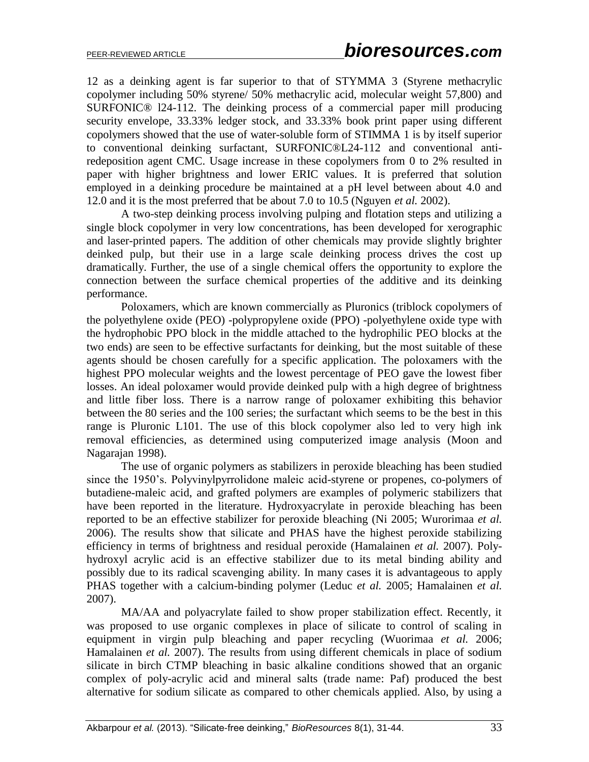12 as a deinking agent is far superior to that of STYMMA 3 (Styrene methacrylic copolymer including 50% styrene/ 50% methacrylic acid, molecular weight 57,800) and SURFONIC® l24-112. The deinking process of a commercial paper mill producing security envelope, 33.33% ledger stock, and 33.33% book print paper using different copolymers showed that the use of water-soluble form of STIMMA 1 is by itself superior to conventional deinking surfactant, SURFONIC®L24-112 and conventional anti-redeposition agent CMC. Usage increase in these copolymers from 0 to 2% resulted in paper with higher brightness and lower ERIC values. It is preferred that solution employed in a deinking procedure be maintained at a pH level between about 4.0 and 12.0 and it is the most preferred that be about 7.0 to 10.5 (Nguyen *et al.* 2002).

A two-step deinking process involving pulping and flotation steps and utilizing a single block copolymer in very low concentrations, has been developed for xerographic and laser-printed papers. The addition of other chemicals may provide slightly brighter deinked pulp, but their use in a large scale deinking process drives the cost up dramatically. Further, the use of a single chemical offers the opportunity to explore the connection between the surface chemical properties of the additive and its deinking performance.

Poloxamers, which are known commercially as Pluronics (triblock copolymers of the polyethylene oxide (PEO) -polypropylene oxide (PPO) -polyethylene oxide type with the hydrophobic PPO block in the middle attached to the hydrophilic PEO blocks at the two ends) are seen to be effective surfactants for deinking, but the most suitable of these agents should be chosen carefully for a specific application. The poloxamers with the highest PPO molecular weights and the lowest percentage of PEO gave the lowest fiber losses. An ideal poloxamer would provide deinked pulp with a high degree of brightness and little fiber loss. There is a narrow range of poloxamer exhibiting this behavior between the 80 series and the 100 series; the surfactant which seems to be the best in this range is Pluronic L101. The use of this block copolymer also led to very high ink removal efficiencies, as determined using computerized image analysis (Moon and Nagarajan 1998).

The use of organic polymers as stabilizers in peroxide bleaching has been studied since the 1950's. Polyvinylpyrrolidone maleic acid-styrene or propenes, co-polymers of butadiene-maleic acid, and grafted polymers are examples of polymeric stabilizers that have been reported in the literature. Hydroxyacrylate in peroxide bleaching has been reported to be an effective stabilizer for peroxide bleaching (Ni 2005; Wurorimaa *et al.* 2006). The results show that silicate and PHAS have the highest peroxide stabilizing efficiency in terms of brightness and residual peroxide (Hamalainen *et al.* 2007). Poly-hydroxyl acrylic acid is an effective stabilizer due to its metal binding ability and possibly due to its radical scavenging ability. In many cases it is advantageous to apply PHAS together with a calcium-binding polymer (Leduc *et al.* 2005; Hamalainen *et al.* 2007).

MA/AA and polyacrylate failed to show proper stabilization effect. Recently, it was proposed to use organic complexes in place of silicate to control of scaling in equipment in virgin pulp bleaching and paper recycling (Wuorimaa *et al.* 2006; Hamalainen *et al.* 2007). The results from using different chemicals in place of sodium silicate in birch CTMP bleaching in basic alkaline conditions showed that an organic complex of poly-acrylic acid and mineral salts (trade name: Paf) produced the best alternative for sodium silicate as compared to other chemicals applied. Also, by using a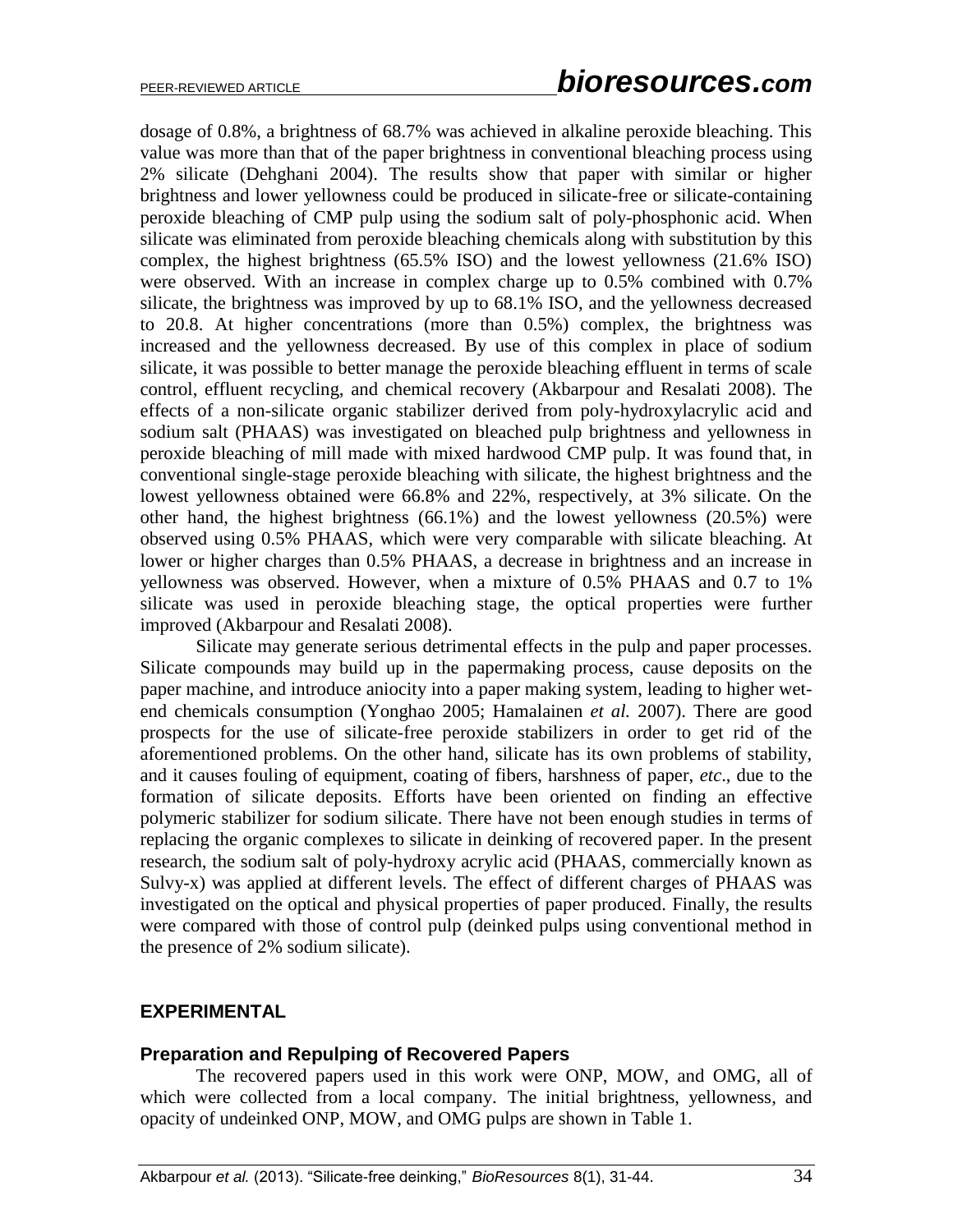dosage of 0.8%, a brightness of 68.7% was achieved in alkaline peroxide bleaching. This value was more than that of the paper brightness in conventional bleaching process using 2% silicate (Dehghani 2004). The results show that paper with similar or higher brightness and lower yellowness could be produced in silicate-free or silicate-containing peroxide bleaching of CMP pulp using the sodium salt of poly-phosphonic acid. When silicate was eliminated from peroxide bleaching chemicals along with substitution by this complex, the highest brightness (65.5% ISO) and the lowest yellowness (21.6% ISO) were observed. With an increase in complex charge up to 0.5% combined with 0.7% silicate, the brightness was improved by up to 68.1% ISO, and the yellowness decreased to 20.8. At higher concentrations (more than 0.5%) complex, the brightness was increased and the yellowness decreased. By use of this complex in place of sodium silicate, it was possible to better manage the peroxide bleaching effluent in terms of scale control, effluent recycling, and chemical recovery (Akbarpour and Resalati 2008). The effects of a non-silicate organic stabilizer derived from poly-hydroxylacrylic acid and sodium salt (PHAAS) was investigated on bleached pulp brightness and yellowness in peroxide bleaching of mill made with mixed hardwood CMP pulp. It was found that, in conventional single-stage peroxide bleaching with silicate, the highest brightness and the lowest yellowness obtained were 66.8% and 22%, respectively, at 3% silicate. On the other hand, the highest brightness (66.1%) and the lowest yellowness (20.5%) were observed using 0.5% PHAAS, which were very comparable with silicate bleaching. At lower or higher charges than 0.5% PHAAS, a decrease in brightness and an increase in yellowness was observed. However, when a mixture of 0.5% PHAAS and 0.7 to 1% silicate was used in peroxide bleaching stage, the optical properties were further improved (Akbarpour and Resalati 2008).

Silicate may generate serious detrimental effects in the pulp and paper processes. Silicate compounds may build up in the papermaking process, cause deposits on the paper machine, and introduce aniocity into a paper making system, leading to higher wet-end chemicals consumption (Yonghao 2005; Hamalainen *et al.* 2007). There are good prospects for the use of silicate-free peroxide stabilizers in order to get rid of the aforementioned problems. On the other hand, silicate has its own problems of stability, and it causes fouling of equipment, coating of fibers, harshness of paper, *etc*., due to the formation of silicate deposits. Efforts have been oriented on finding an effective polymeric stabilizer for sodium silicate. There have not been enough studies in terms of replacing the organic complexes to silicate in deinking of recovered paper. In the present research, the sodium salt of poly-hydroxy acrylic acid (PHAAS, commercially known as Sulvy-x) was applied at different levels. The effect of different charges of PHAAS was investigated on the optical and physical properties of paper produced. Finally, the results were compared with those of control pulp (deinked pulps using conventional method in the presence of 2% sodium silicate).

## EXPERIMENTAL

### Preparation and Repulping of Recovered Papers

The recovered papers used in this work were ONP, MOW, and OMG, all of which were collected from a local company. The initial brightness, yellowness, and opacity of undeinked ONP, MOW, and OMG pulps are shown in Table 1.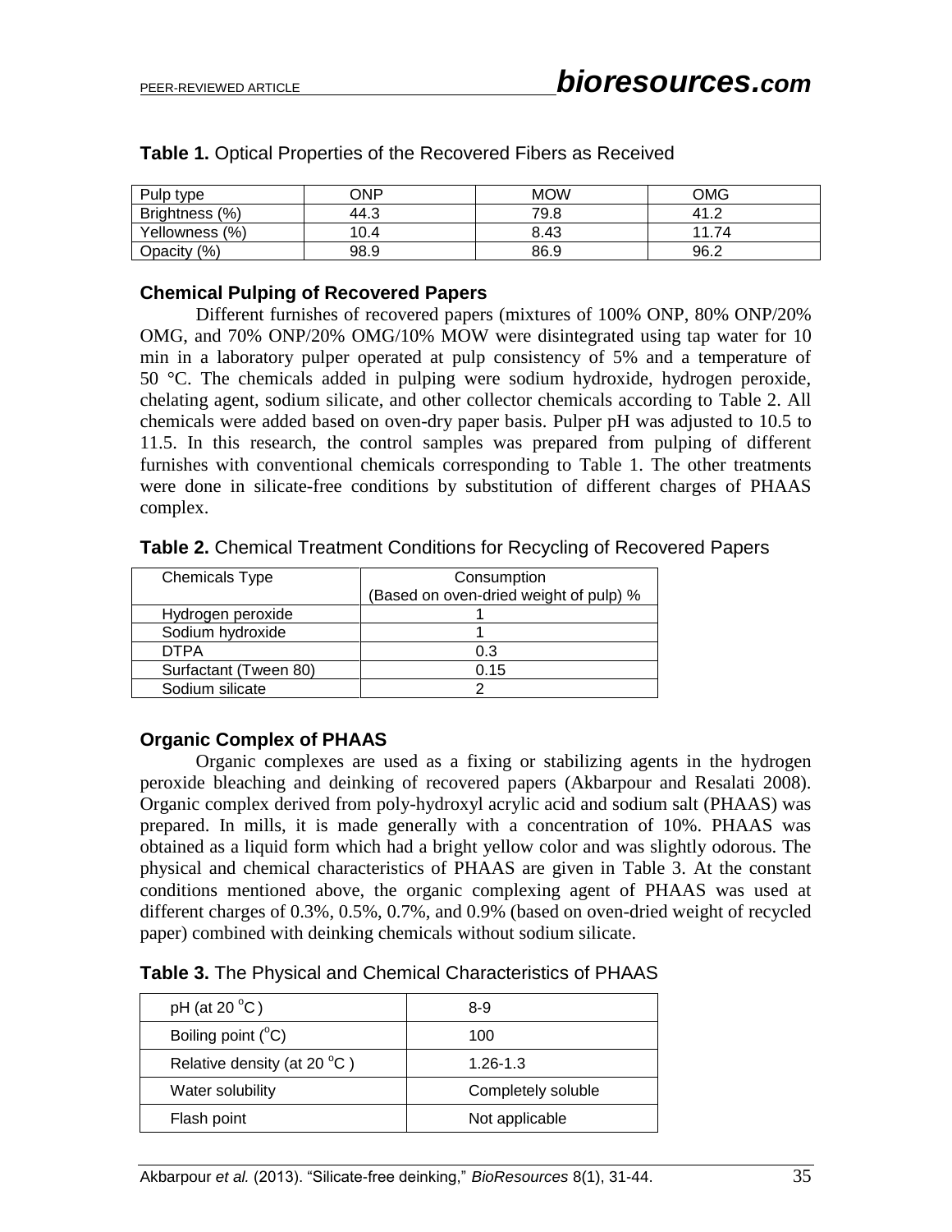**Table 1.** Optical Properties of the Recovered Fibers as Received

| Pulp type | ONP | MOW | OMG |
|---|---|---|---|
| Brightness (%) | 44.3 | 79.8 | 41.2 |
| Yellowness (%) | 10.4 | 8.43 | 11.74 |
| Opacity (%) | 98.9 | 86.9 | 96.2 |

### Chemical Pulping of Recovered Papers

Different furnishes of recovered papers (mixtures of 100% ONP, 80% ONP/20% OMG, and 70% ONP/20% OMG/10% MOW were disintegrated using tap water for 10 min in a laboratory pulper operated at pulp consistency of 5% and a temperature of 50 °C. The chemicals added in pulping were sodium hydroxide, hydrogen peroxide, chelating agent, sodium silicate, and other collector chemicals according to Table 2. All chemicals were added based on oven-dry paper basis. Pulper pH was adjusted to 10.5 to 11.5. In this research, the control samples was prepared from pulping of different furnishes with conventional chemicals corresponding to Table 1. The other treatments were done in silicate-free conditions by substitution of different charges of PHAAS complex.

**Table 2.** Chemical Treatment Conditions for Recycling of Recovered Papers

| Chemicals Type | Consumption (Based on oven-dried weight of pulp) % |
|---|---|
| Hydrogen peroxide | 1 |
| Sodium hydroxide | 1 |
| DTPA | 0.3 |
| Surfactant (Tween 80) | 0.15 |
| Sodium silicate | 2 |

### Organic Complex of PHAAS

Organic complexes are used as a fixing or stabilizing agents in the hydrogen peroxide bleaching and deinking of recovered papers (Akbarpour and Resalati 2008). Organic complex derived from poly-hydroxyl acrylic acid and sodium salt (PHAAS) was prepared. In mills, it is made generally with a concentration of 10%. PHAAS was obtained as a liquid form which had a bright yellow color and was slightly odorous. The physical and chemical characteristics of PHAAS are given in Table 3. At the constant conditions mentioned above, the organic complexing agent of PHAAS was used at different charges of 0.3%, 0.5%, 0.7%, and 0.9% (based on oven-dried weight of recycled paper) combined with deinking chemicals without sodium silicate.

**Table 3.** The Physical and Chemical Characteristics of PHAAS

| Property | Value |
|---|---|
| pH (at 20 °C ) | 8-9 |
| Boiling point (°C) | 100 |
| Relative density (at 20 °C ) | 1.26-1.3 |
| Water solubility | Completely soluble |
| Flash point | Not applicable |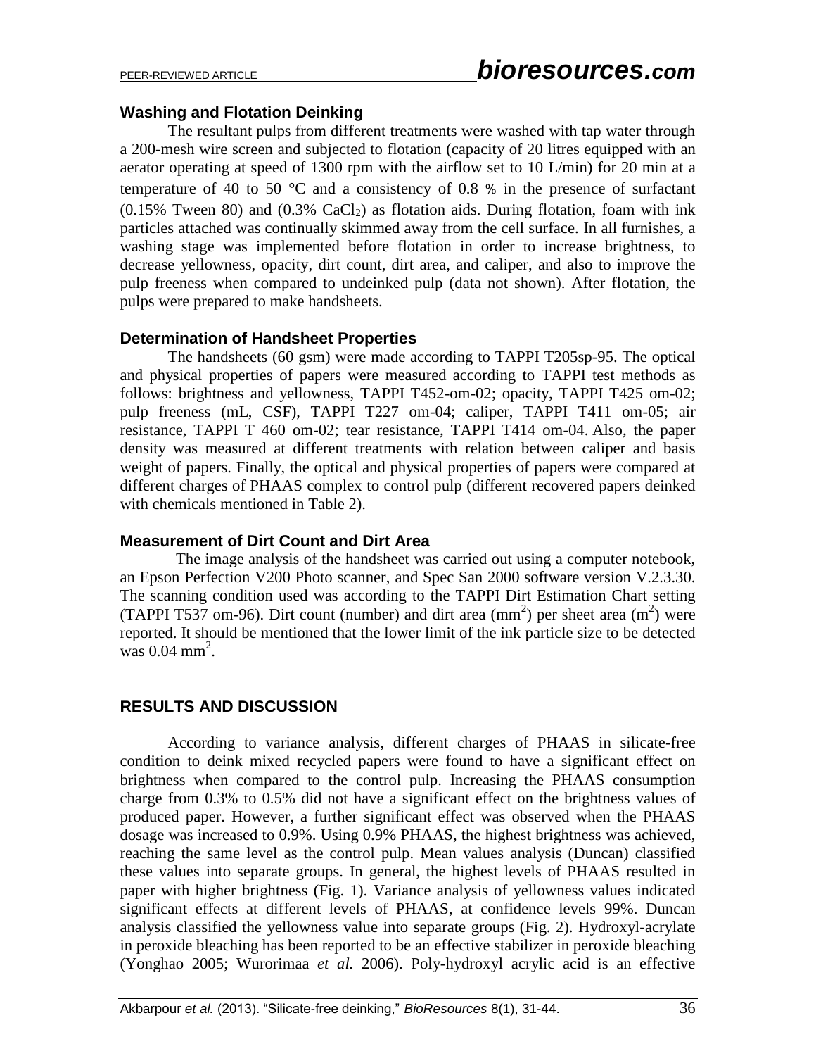### Washing and Flotation Deinking

The resultant pulps from different treatments were washed with tap water through a 200-mesh wire screen and subjected to flotation (capacity of 20 litres equipped with an aerator operating at speed of 1300 rpm with the airflow set to 10 L/min) for 20 min at a temperature of 40 to 50 °C and a consistency of 0.8 % in the presence of surfactant (0.15% Tween 80) and (0.3% $CaCl_2$) as flotation aids. During flotation, foam with ink particles attached was continually skimmed away from the cell surface. In all furnishes, a washing stage was implemented before flotation in order to increase brightness, to decrease yellowness, opacity, dirt count, dirt area, and caliper, and also to improve the pulp freeness when compared to undeinked pulp (data not shown). After flotation, the pulps were prepared to make handsheets.

### Determination of Handsheet Properties

The handsheets (60 gsm) were made according to TAPPI T205sp-95. The optical and physical properties of papers were measured according to TAPPI test methods as follows: brightness and yellowness, TAPPI T452-om-02; opacity, TAPPI T425 om-02; pulp freeness (mL, CSF), TAPPI T227 om-04; caliper, TAPPI T411 om-05; air resistance, TAPPI T 460 om-02; tear resistance, TAPPI T414 om-04. Also, the paper density was measured at different treatments with relation between caliper and basis weight of papers. Finally, the optical and physical properties of papers were compared at different charges of PHAAS complex to control pulp (different recovered papers deinked with chemicals mentioned in Table 2).

### Measurement of Dirt Count and Dirt Area

The image analysis of the handsheet was carried out using a computer notebook, an Epson Perfection V200 Photo scanner, and Spec San 2000 software version V.2.3.30. The scanning condition used was according to the TAPPI Dirt Estimation Chart setting (TAPPI T537 om-96). Dirt count (number) and dirt area ($mm^2$) per sheet area ($m^2$) were reported. It should be mentioned that the lower limit of the ink particle size to be detected was 0.04 $mm^2$.

## RESULTS AND DISCUSSION

According to variance analysis, different charges of PHAAS in silicate-free condition to deink mixed recycled papers were found to have a significant effect on brightness when compared to the control pulp. Increasing the PHAAS consumption charge from 0.3% to 0.5% did not have a significant effect on the brightness values of produced paper. However, a further significant effect was observed when the PHAAS dosage was increased to 0.9%. Using 0.9% PHAAS, the highest brightness was achieved, reaching the same level as the control pulp. Mean values analysis (Duncan) classified these values into separate groups. In general, the highest levels of PHAAS resulted in paper with higher brightness (Fig. 1). Variance analysis of yellowness values indicated significant effects at different levels of PHAAS, at confidence levels 99%. Duncan analysis classified the yellowness value into separate groups (Fig. 2). Hydroxyl-acrylate in peroxide bleaching has been reported to be an effective stabilizer in peroxide bleaching (Yonghao 2005; Wurorimaa *et al.* 2006). Poly-hydroxyl acrylic acid is an effective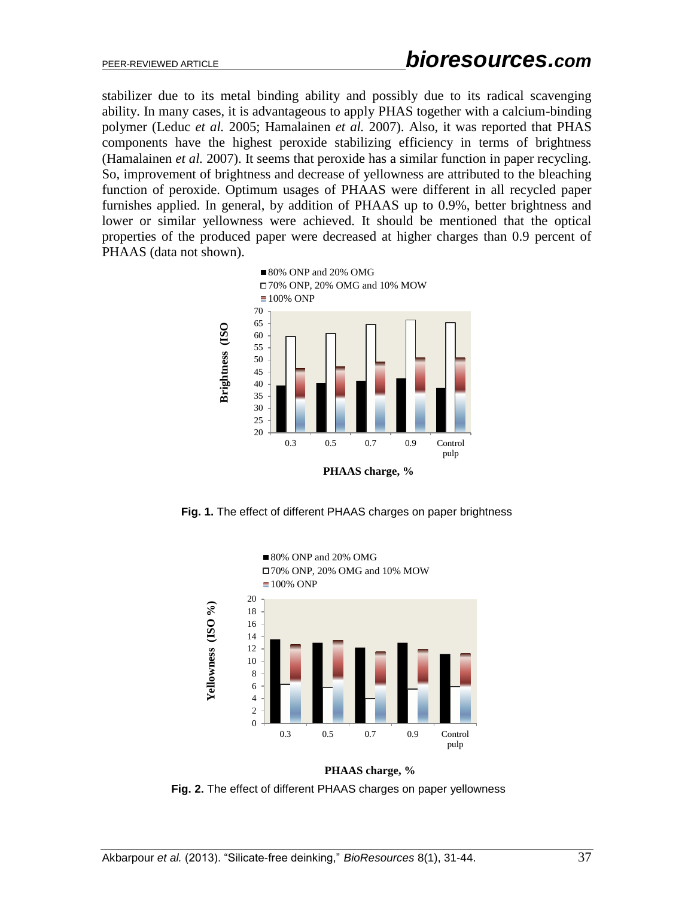stabilizer due to its metal binding ability and possibly due to its radical scavenging ability. In many cases, it is advantageous to apply PHAS together with a calcium-binding polymer (Leduc *et al.* 2005; Hamalainen *et al.* 2007). Also, it was reported that PHAS components have the highest peroxide stabilizing efficiency in terms of brightness (Hamalainen *et al.* 2007). It seems that peroxide has a similar function in paper recycling. So, improvement of brightness and decrease of yellowness are attributed to the bleaching function of peroxide. Optimum usages of PHAAS were different in all recycled paper furnishes applied. In general, by addition of PHAAS up to 0.9%, better brightness and lower or similar yellowness were achieved. It should be mentioned that the optical properties of the produced paper were decreased at higher charges than 0.9 percent of PHAAS (data not shown).

**Fig. 1.** The effect of different PHAAS charges on paper brightness

**Fig. 2.** The effect of different PHAAS charges on paper yellowness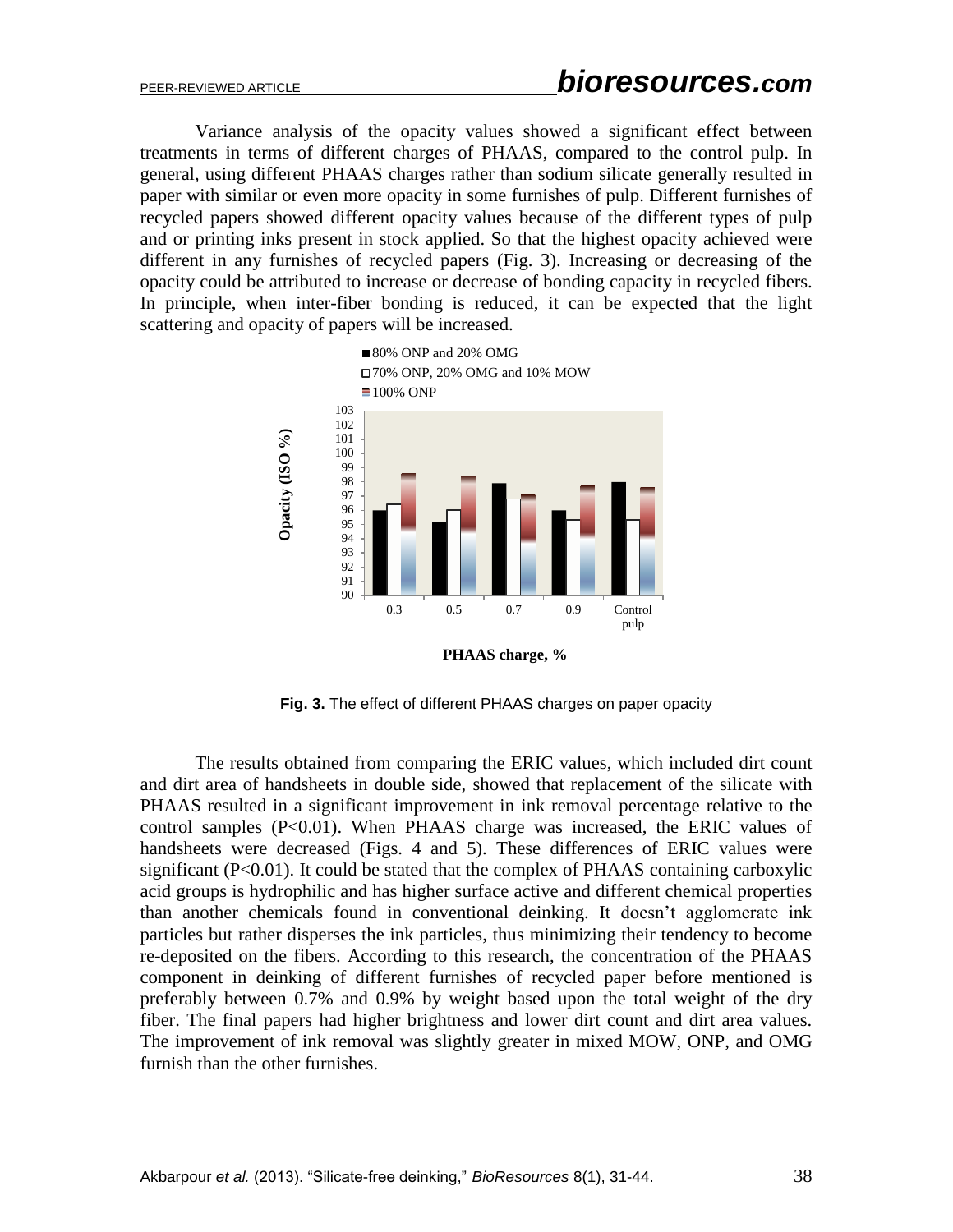Variance analysis of the opacity values showed a significant effect between treatments in terms of different charges of PHAAS, compared to the control pulp. In general, using different PHAAS charges rather than sodium silicate generally resulted in paper with similar or even more opacity in some furnishes of pulp. Different furnishes of recycled papers showed different opacity values because of the different types of pulp and or printing inks present in stock applied. So that the highest opacity achieved were different in any furnishes of recycled papers (Fig. 3). Increasing or decreasing of the opacity could be attributed to increase or decrease of bonding capacity in recycled fibers. In principle, when inter-fiber bonding is reduced, it can be expected that the light scattering and opacity of papers will be increased.

**Fig. 3.** The effect of different PHAAS charges on paper opacity

The results obtained from comparing the ERIC values, which included dirt count and dirt area of handsheets in double side, showed that replacement of the silicate with PHAAS resulted in a significant improvement in ink removal percentage relative to the control samples ($P<0.01$). When PHAAS charge was increased, the ERIC values of handsheets were decreased (Figs. 4 and 5). These differences of ERIC values were significant ($P<0.01$). It could be stated that the complex of PHAAS containing carboxylic acid groups is hydrophilic and has higher surface active and different chemical properties than another chemicals found in conventional deinking. It doesn't agglomerate ink particles but rather disperses the ink particles, thus minimizing their tendency to become re-deposited on the fibers. According to this research, the concentration of the PHAAS component in deinking of different furnishes of recycled paper before mentioned is preferably between 0.7% and 0.9% by weight based upon the total weight of the dry fiber. The final papers had higher brightness and lower dirt count and dirt area values. The improvement of ink removal was slightly greater in mixed MOW, ONP, and OMG furnish than the other furnishes.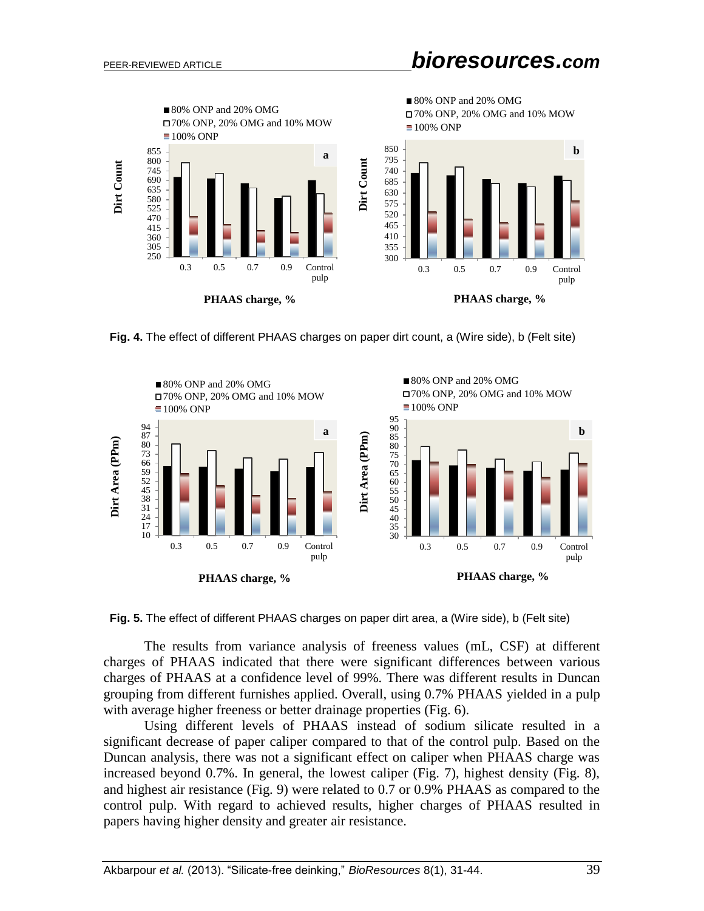**Fig. 4.** The effect of different PHAAS charges on paper dirt count, a (Wire side), b (Felt site)

**Fig. 5.** The effect of different PHAAS charges on paper dirt area, a (Wire side), b (Felt site)

The results from variance analysis of freeness values (mL, CSF) at different charges of PHAAS indicated that there were significant differences between various charges of PHAAS at a confidence level of 99%. There was different results in Duncan grouping from different furnishes applied. Overall, using 0.7% PHAAS yielded in a pulp with average higher freeness or better drainage properties (Fig. 6).

Using different levels of PHAAS instead of sodium silicate resulted in a significant decrease of paper caliper compared to that of the control pulp. Based on the Duncan analysis, there was not a significant effect on caliper when PHAAS charge was increased beyond 0.7%. In general, the lowest caliper (Fig. 7), highest density (Fig. 8), and highest air resistance (Fig. 9) were related to 0.7 or 0.9% PHAAS as compared to the control pulp. With regard to achieved results, higher charges of PHAAS resulted in papers having higher density and greater air resistance.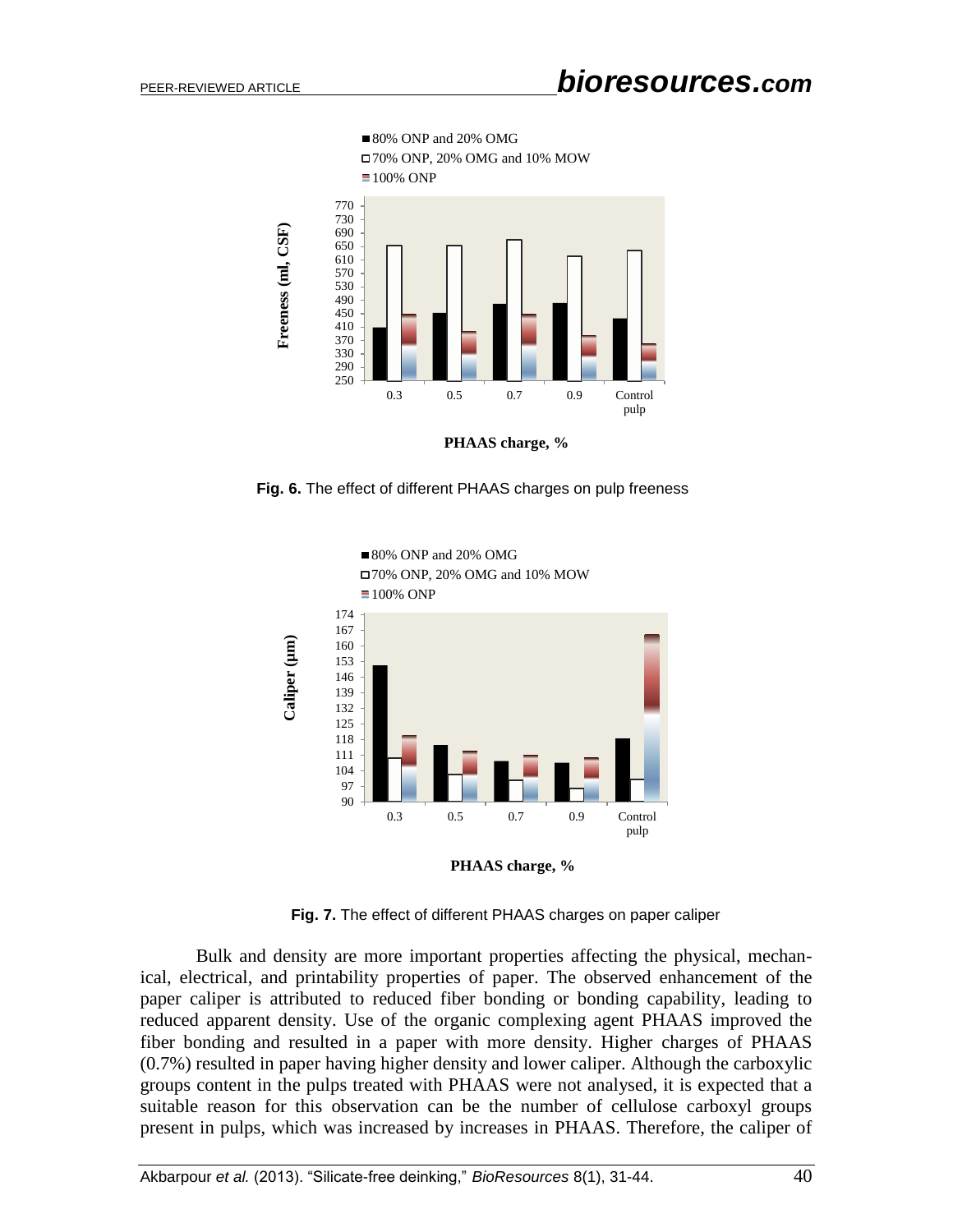**Fig. 6.** The effect of different PHAAS charges on pulp freeness

**Fig. 7.** The effect of different PHAAS charges on paper caliper

Bulk and density are more important properties affecting the physical, mechanical, electrical, and printability properties of paper. The observed enhancement of the paper caliper is attributed to reduced fiber bonding or bonding capability, leading to reduced apparent density. Use of the organic complexing agent PHAAS improved the fiber bonding and resulted in a paper with more density. Higher charges of PHAAS (0.7%) resulted in paper having higher density and lower caliper. Although the carboxylic groups content in the pulps treated with PHAAS were not analysed, it is expected that a suitable reason for this observation can be the number of cellulose carboxyl groups present in pulps, which was increased by increases in PHAAS. Therefore, the caliper of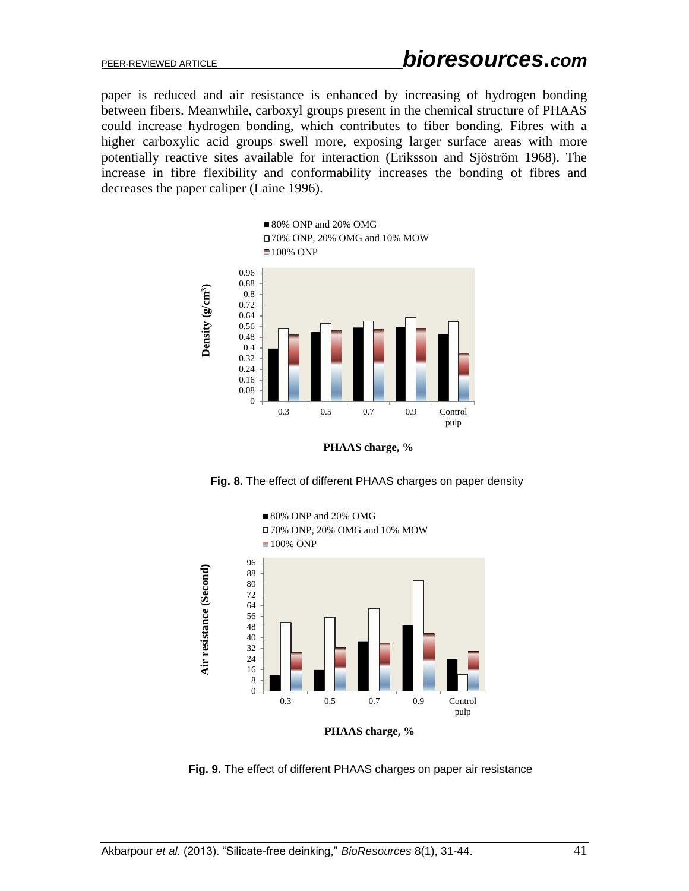paper is reduced and air resistance is enhanced by increasing of hydrogen bonding between fibers. Meanwhile, carboxyl groups present in the chemical structure of PHAAS could increase hydrogen bonding, which contributes to fiber bonding. Fibres with a higher carboxylic acid groups swell more, exposing larger surface areas with more potentially reactive sites available for interaction (Eriksson and Sjöström 1968). The increase in fibre flexibility and conformability increases the bonding of fibres and decreases the paper caliper (Laine 1996).

**Fig. 8.** The effect of different PHAAS charges on paper density

**Fig. 9.** The effect of different PHAAS charges on paper air resistance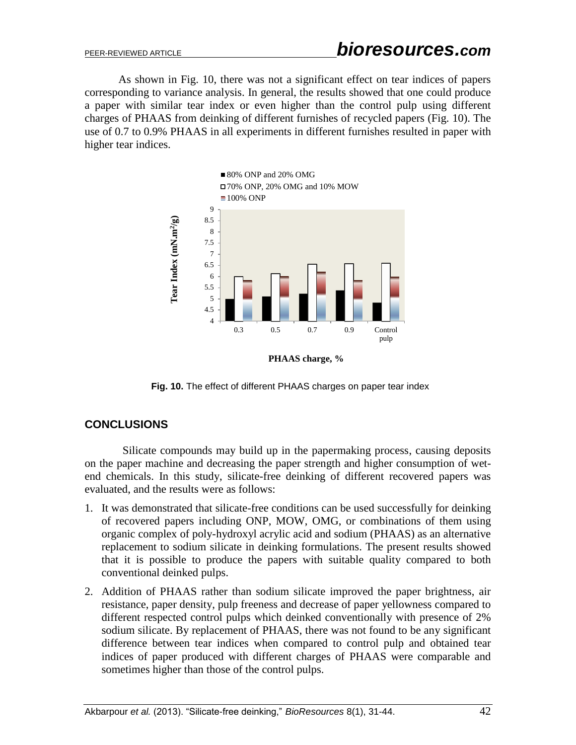As shown in Fig. 10, there was not a significant effect on tear indices of papers corresponding to variance analysis. In general, the results showed that one could produce a paper with similar tear index or even higher than the control pulp using different charges of PHAAS from deinking of different furnishes of recycled papers (Fig. 10). The use of 0.7 to 0.9% PHAAS in all experiments in different furnishes resulted in paper with higher tear indices.

**Fig. 10.** The effect of different PHAAS charges on paper tear index

## CONCLUSIONS

Silicate compounds may build up in the papermaking process, causing deposits on the paper machine and decreasing the paper strength and higher consumption of wet-end chemicals. In this study, silicate-free deinking of different recovered papers was evaluated, and the results were as follows:

1. It was demonstrated that silicate-free conditions can be used successfully for deinking of recovered papers including ONP, MOW, OMG, or combinations of them using organic complex of poly-hydroxyl acrylic acid and sodium (PHAAS) as an alternative replacement to sodium silicate in deinking formulations. The present results showed that it is possible to produce the papers with suitable quality compared to both conventional deinked pulps.
2. Addition of PHAAS rather than sodium silicate improved the paper brightness, air resistance, paper density, pulp freeness and decrease of paper yellowness compared to different respected control pulps which deinked conventionally with presence of 2% sodium silicate. By replacement of PHAAS, there was not found to be any significant difference between tear indices when compared to control pulp and obtained tear indices of paper produced with different charges of PHAAS were comparable and sometimes higher than those of the control pulps.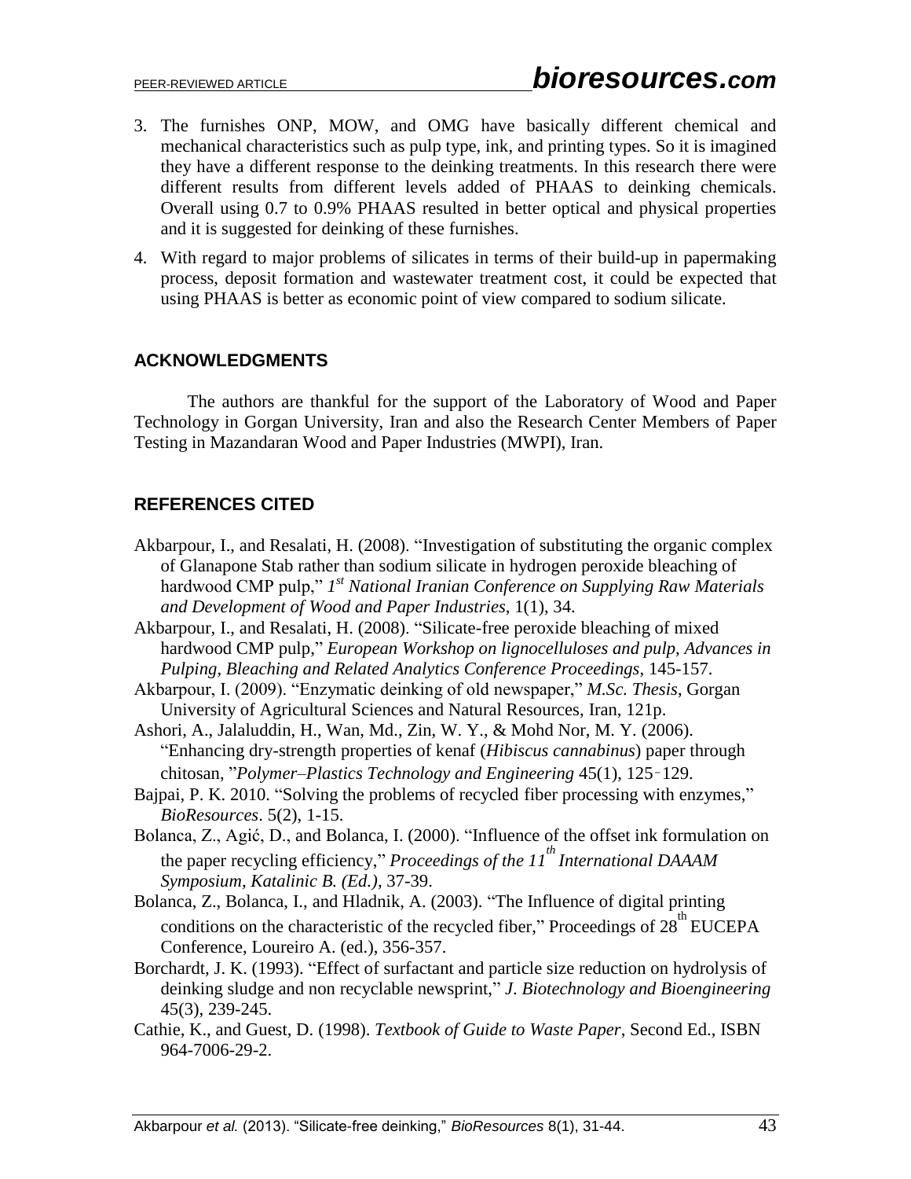3. The furnishes ONP, MOW, and OMG have basically different chemical and mechanical characteristics such as pulp type, ink, and printing types. So it is imagined they have a different response to the deinking treatments. In this research there were different results from different levels added of PHAAS to deinking chemicals. Overall using 0.7 to 0.9% PHAAS resulted in better optical and physical properties and it is suggested for deinking of these furnishes.

4. With regard to major problems of silicates in terms of their build-up in papermaking process, deposit formation and wastewater treatment cost, it could be expected that using PHAAS is better as economic point of view compared to sodium silicate.

## ACKNOWLEDGMENTS

The authors are thankful for the support of the Laboratory of Wood and Paper Technology in Gorgan University, Iran and also the Research Center Members of Paper Testing in Mazandaran Wood and Paper Industries (MWPI), Iran.

## REFERENCES CITED

Akbarpour, I., and Resalati, H. (2008). "Investigation of substituting the organic complex of Glanapone Stab rather than sodium silicate in hydrogen peroxide bleaching of hardwood CMP pulp," *1st National Iranian Conference on Supplying Raw Materials and Development of Wood and Paper Industries*, 1(1), 34.

Akbarpour, I., and Resalati, H. (2008). "Silicate-free peroxide bleaching of mixed hardwood CMP pulp," *European Workshop on lignocelluloses and pulp, Advances in Pulping, Bleaching and Related Analytics Conference Proceedings*, 145-157.

Akbarpour, I. (2009). "Enzymatic deinking of old newspaper," *M.Sc. Thesis*, Gorgan University of Agricultural Sciences and Natural Resources, Iran, 121p.

Ashori, A., Jalaluddin, H., Wan, Md., Zin, W. Y., & Mohd Nor, M. Y. (2006). "Enhancing dry-strength properties of kenaf (*Hibiscus cannabinus*) paper through chitosan, "*Polymer–Plastics Technology and Engineering* 45(1), 125-129.

Bajpai, P. K. 2010. "Solving the problems of recycled fiber processing with enzymes," *BioResources*. 5(2), 1-15.

Bolanca, Z., Agić, D., and Bolanca, I. (2000). "Influence of the offset ink formulation on the paper recycling efficiency," *Proceedings of the 11th International DAAAM Symposium, Katalinic B. (Ed.)*, 37-39.

Bolanca, Z., Bolanca, I., and Hladnik, A. (2003). "The Influence of digital printing conditions on the characteristic of the recycled fiber," Proceedings of 28th EUCEPA Conference, Loureiro A. (ed.), 356-357.

Borchardt, J. K. (1993). "Effect of surfactant and particle size reduction on hydrolysis of deinking sludge and non recyclable newsprint," *J. Biotechnology and Bioengineering* 45(3), 239-245.

Cathie, K., and Guest, D. (1998). *Textbook of Guide to Waste Paper*, Second Ed., ISBN 964-7006-29-2.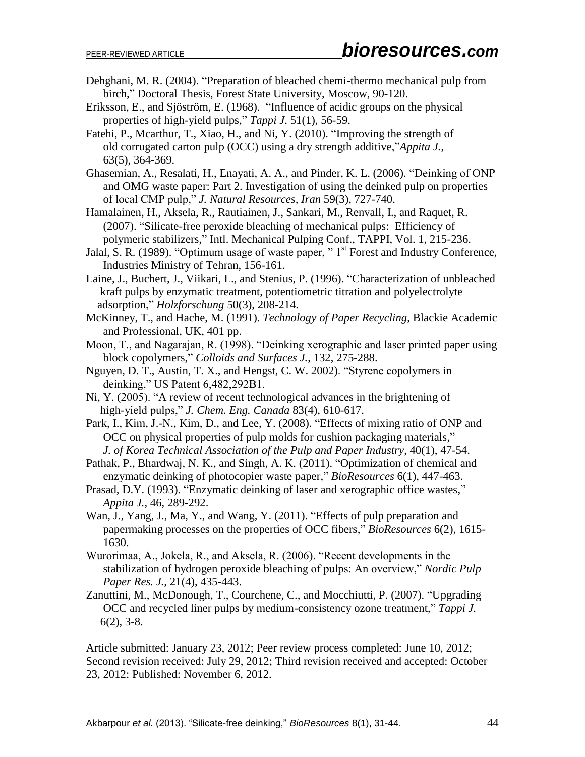Dehghani, M. R. (2004). "Preparation of bleached chemi-thermo mechanical pulp from birch," Doctoral Thesis, Forest State University, Moscow, 90-120.

Eriksson, E., and Sjöström, E. (1968). "Influence of acidic groups on the physical properties of high-yield pulps," *Tappi J*. 51(1), 56-59.

Fatehi, P., Mcarthur, T., Xiao, H., and Ni, Y. (2010). "Improving the strength of old corrugated carton pulp (OCC) using a dry strength additive,"*Appita J.*, 63(5), 364-369.

Ghasemian, A., Resalati, H., Enayati, A. A., and Pinder, K. L. (2006). "Deinking of ONP and OMG waste paper: Part 2. Investigation of using the deinked pulp on properties of local CMP pulp," *J. Natural Resources, Iran* 59(3), 727-740.

Hamalainen, H., Aksela, R., Rautiainen, J., Sankari, M., Renvall, I., and Raquet, R. (2007). "Silicate-free peroxide bleaching of mechanical pulps: Efficiency of polymeric stabilizers," Intl. Mechanical Pulping Conf., TAPPI, Vol. 1, 215-236.

Jalal, S. R. (1989). "Optimum usage of waste paper, " 1st Forest and Industry Conference, Industries Ministry of Tehran, 156-161.

Laine, J., Buchert, J., Viikari, L., and Stenius, P. (1996). "Characterization of unbleached kraft pulps by enzymatic treatment, potentiometric titration and polyelectrolyte adsorption," *Holzforschung* 50(3), 208-214.

McKinney, T., and Hache, M. (1991). *Technology of Paper Recycling*, Blackie Academic and Professional, UK, 401 pp.

Moon, T., and Nagarajan, R. (1998). "Deinking xerographic and laser printed paper using block copolymers," *Colloids and Surfaces J.*, 132, 275-288.

Nguyen, D. T., Austin, T. X., and Hengst, C. W. 2002). "Styrene copolymers in deinking," US Patent 6,482,292B1.

Ni, Y. (2005). "A review of recent technological advances in the brightening of high-yield pulps," *J. Chem. Eng. Canada* 83(4), 610-617.

Park, I., Kim, J.-N., Kim, D., and Lee, Y. (2008). "Effects of mixing ratio of ONP and OCC on physical properties of pulp molds for cushion packaging materials," *J. of Korea Technical Association of the Pulp and Paper Industry*, 40(1), 47-54.

Pathak, P., Bhardwaj, N. K., and Singh, A. K. (2011). "Optimization of chemical and enzymatic deinking of photocopier waste paper," *BioResources* 6(1), 447-463.

Prasad, D.Y. (1993). "Enzymatic deinking of laser and xerographic office wastes," *Appita J.*, 46, 289-292.

Wan, J., Yang, J., Ma, Y., and Wang, Y. (2011). "Effects of pulp preparation and papermaking processes on the properties of OCC fibers," *BioResources* 6(2), 1615-1630.

Wurorimaa, A., Jokela, R., and Aksela, R. (2006). "Recent developments in the stabilization of hydrogen peroxide bleaching of pulps: An overview," *Nordic Pulp Paper Res. J.*, 21(4), 435-443.

Zanuttini, M., McDonough, T., Courchene, C., and Mocchiutti, P. (2007). "Upgrading OCC and recycled liner pulps by medium-consistency ozone treatment," *Tappi J.* 6(2), 3-8.

Article submitted: January 23, 2012; Peer review process completed: June 10, 2012; Second revision received: July 29, 2012; Third revision received and accepted: October 23, 2012: Published: November 6, 2012.